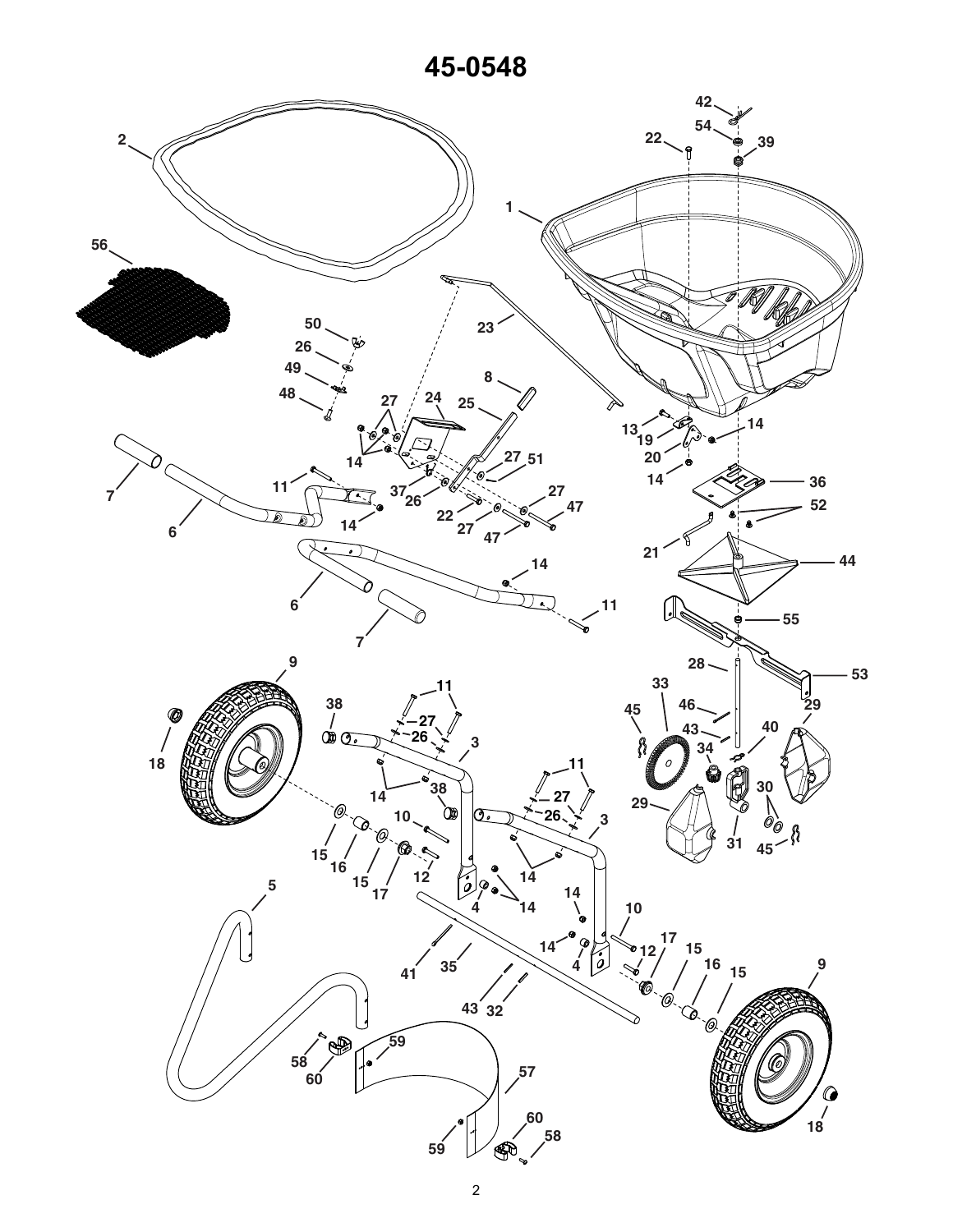# 45-0548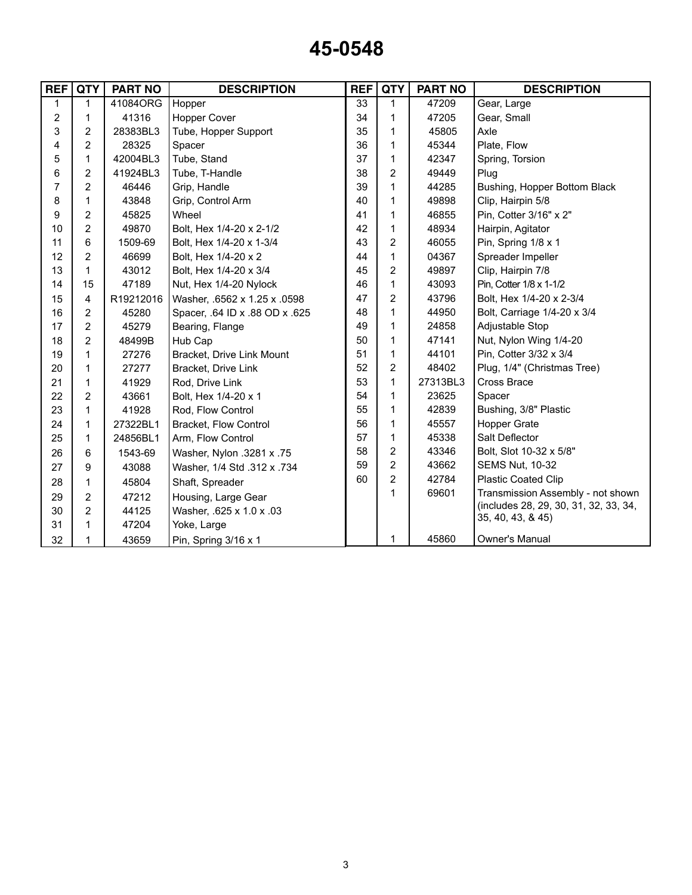# 45-0548

| REF | QTY | PART NO | DESCRIPTION | REF | QTY | PART NO | DESCRIPTION |
|---|---|---|---|---|---|---|---|
| 1 | 1 | 41084ORG | Hopper | 33 | 1 | 47209 | Gear, Large |
| 2 | 1 | 41316 | Hopper Cover | 34 | 1 | 47205 | Gear, Small |
| 3 | 2 | 28383BL3 | Tube, Hopper Support | 35 | 1 | 45805 | Axle |
| 4 | 2 | 28325 | Spacer | 36 | 1 | 45344 | Plate, Flow |
| 5 | 1 | 42004BL3 | Tube, Stand | 37 | 1 | 42347 | Spring, Torsion |
| 6 | 2 | 41924BL3 | Tube, T-Handle | 38 | 2 | 49449 | Plug |
| 7 | 2 | 46446 | Grip, Handle | 39 | 1 | 44285 | Bushing, Hopper Bottom Black |
| 8 | 1 | 43848 | Grip, Control Arm | 40 | 1 | 49898 | Clip, Hairpin 5/8 |
| 9 | 2 | 45825 | Wheel | 41 | 1 | 46855 | Pin, Cotter 3/16" x 2" |
| 10 | 2 | 49870 | Bolt, Hex 1/4-20 x 2-1/2 | 42 | 1 | 48934 | Hairpin, Agitator |
| 11 | 6 | 1509-69 | Bolt, Hex 1/4-20 x 1-3/4 | 43 | 2 | 46055 | Pin, Spring 1/8 x 1 |
| 12 | 2 | 46699 | Bolt, Hex 1/4-20 x 2 | 44 | 1 | 04367 | Spreader Impeller |
| 13 | 1 | 43012 | Bolt, Hex 1/4-20 x 3/4 | 45 | 2 | 49897 | Clip, Hairpin 7/8 |
| 14 | 15 | 47189 | Nut, Hex 1/4-20 Nylock | 46 | 1 | 43093 | Pin, Cotter 1/8 x 1-1/2 |
| 15 | 4 | R19212016 | Washer, .6562 x 1.25 x .0598 | 47 | 2 | 43796 | Bolt, Hex 1/4-20 x 2-3/4 |
| 16 | 2 | 45280 | Spacer, .64 ID x .88 OD x .625 | 48 | 1 | 44950 | Bolt, Carriage 1/4-20 x 3/4 |
| 17 | 2 | 45279 | Bearing, Flange | 49 | 1 | 24858 | Adjustable Stop |
| 18 | 2 | 48499B | Hub Cap | 50 | 1 | 47141 | Nut, Nylon Wing 1/4-20 |
| 19 | 1 | 27276 | Bracket, Drive Link Mount | 51 | 1 | 44101 | Pin, Cotter 3/32 x 3/4 |
| 20 | 1 | 27277 | Bracket, Drive Link | 52 | 2 | 48402 | Plug, 1/4" (Christmas Tree) |
| 21 | 1 | 41929 | Rod, Drive Link | 53 | 1 | 27313BL3 | Cross Brace |
| 22 | 2 | 43661 | Bolt, Hex 1/4-20 x 1 | 54 | 1 | 23625 | Spacer |
| 23 | 1 | 41928 | Rod, Flow Control | 55 | 1 | 42839 | Bushing, 3/8" Plastic |
| 24 | 1 | 27322BL1 | Bracket, Flow Control | 56 | 1 | 45557 | Hopper Grate |
| 25 | 1 | 24856BL1 | Arm, Flow Control | 57 | 1 | 45338 | Salt Deflector |
| 26 | 6 | 1543-69 | Washer, Nylon .3281 x .75 | 58 | 2 | 43346 | Bolt, Slot 10-32 x 5/8" |
| 27 | 9 | 43088 | Washer, 1/4 Std .312 x .734 | 59 | 2 | 43662 | SEMS Nut, 10-32 |
| 28 | 1 | 45804 | Shaft, Spreader | 60 | 2 | 42784 | Plastic Coated Clip |
| 29 | 2 | 47212 | Housing, Large Gear | | 1 | 69601 | Transmission Assembly - not shown (includes 28, 29, 30, 31, 32, 33, 34, 35, 40, 43, & 45) |
| 30 | 2 | 44125 | Washer, .625 x 1.0 x .03 | | | | |
| 31 | 1 | 47204 | Yoke, Large | | | | |
| 32 | 1 | 43659 | Pin, Spring 3/16 x 1 | | 1 | 45860 | Owner's Manual |